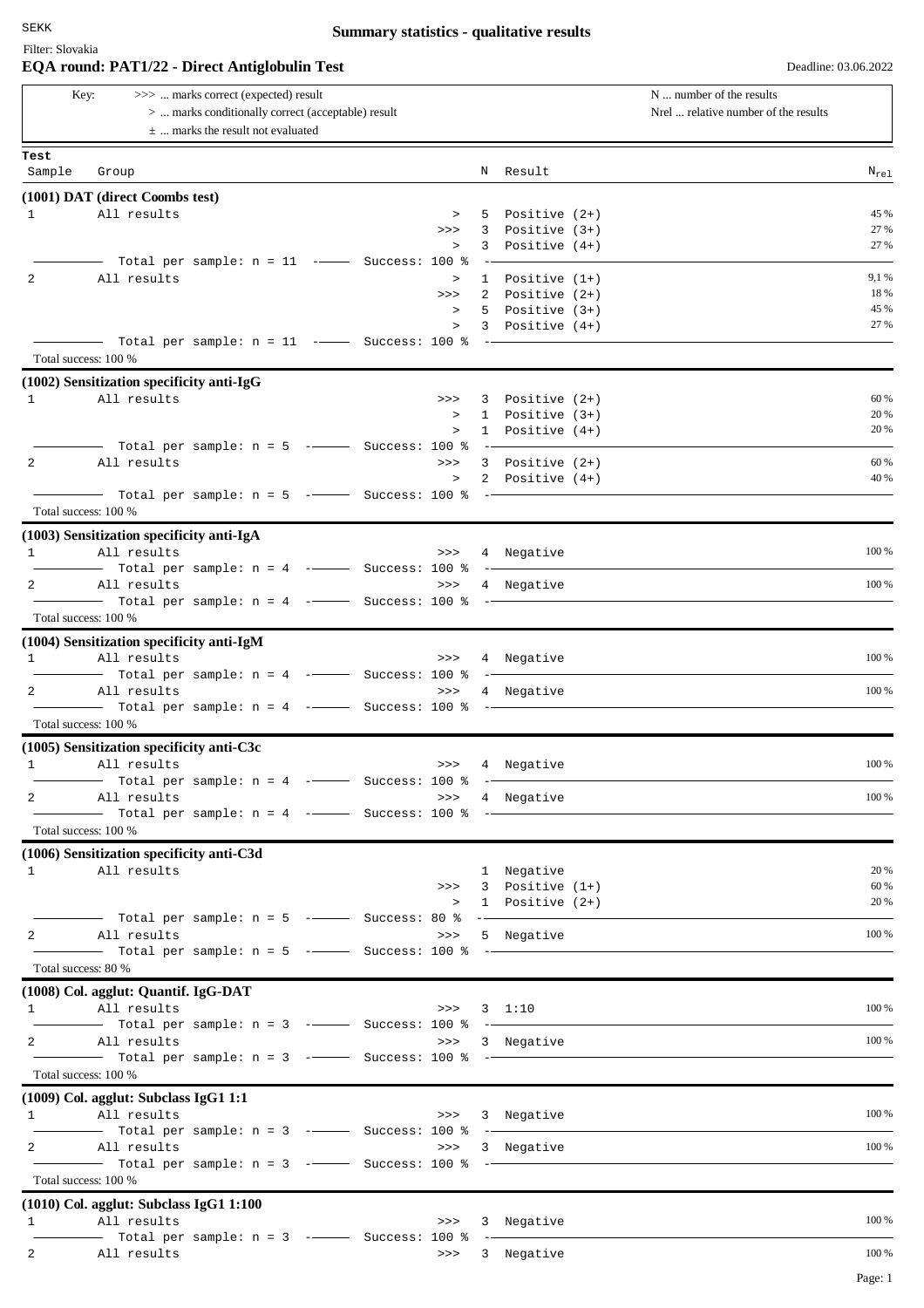SEKK

# Summary statistics - qualitative results

Filter: Slovakia

## EQA round: PAT1/22 - Direct Antiglobulin Test

Deadline: 03.06.2022

Key:
- >>> ... marks correct (expected) result
- > ... marks conditionally correct (acceptable) result
- ± ... marks the result not evaluated

N ... number of the results
Nrel ... relative number of the results

| Test Sample | Group | | N | Result | $N_{rel}$ |
|---|---|---|---|---|---|
| **(1001) DAT (direct Coombs test)** | | | | | |
| 1 | All results | > | 5 | Positive (2+) | 45 % |
| | | >>> | 3 | Positive (3+) | 27 % |
| | | > | 3 | Positive (4+) | 27 % |
| | Total per sample: n = 11 | Success: 100 % | | | |
| 2 | All results | > | 1 | Positive (1+) | 9,1 % |
| | | >>> | 2 | Positive (2+) | 18 % |
| | | > | 5 | Positive (3+) | 45 % |
| | | > | 3 | Positive (4+) | 27 % |
| | Total per sample: n = 11 | Success: 100 % | | | |
| Total success: 100 % | | | | | |
| **(1002) Sensitization specificity anti-IgG** | | | | | |
| 1 | All results | >>> | 3 | Positive (2+) | 60 % |
| | | > | 1 | Positive (3+) | 20 % |
| | | > | 1 | Positive (4+) | 20 % |
| | Total per sample: n = 5 | Success: 100 % | | | |
| 2 | All results | >>> | 3 | Positive (2+) | 60 % |
| | | > | 2 | Positive (4+) | 40 % |
| | Total per sample: n = 5 | Success: 100 % | | | |
| Total success: 100 % | | | | | |
| **(1003) Sensitization specificity anti-IgA** | | | | | |
| 1 | All results | >>> | 4 | Negative | 100 % |
| | Total per sample: n = 4 | Success: 100 % | | | |
| 2 | All results | >>> | 4 | Negative | 100 % |
| | Total per sample: n = 4 | Success: 100 % | | | |
| Total success: 100 % | | | | | |
| **(1004) Sensitization specificity anti-IgM** | | | | | |
| 1 | All results | >>> | 4 | Negative | 100 % |
| | Total per sample: n = 4 | Success: 100 % | | | |
| 2 | All results | >>> | 4 | Negative | 100 % |
| | Total per sample: n = 4 | Success: 100 % | | | |
| Total success: 100 % | | | | | |
| **(1005) Sensitization specificity anti-C3c** | | | | | |
| 1 | All results | >>> | 4 | Negative | 100 % |
| | Total per sample: n = 4 | Success: 100 % | | | |
| 2 | All results | >>> | 4 | Negative | 100 % |
| | Total per sample: n = 4 | Success: 100 % | | | |
| Total success: 100 % | | | | | |
| **(1006) Sensitization specificity anti-C3d** | | | | | |
| 1 | All results | | 1 | Negative | 20 % |
| | | >>> | 3 | Positive (1+) | 60 % |
| | | > | 1 | Positive (2+) | 20 % |
| | Total per sample: n = 5 | Success: 80 % | | | |
| 2 | All results | >>> | 5 | Negative | 100 % |
| | Total per sample: n = 5 | Success: 100 % | | | |
| Total success: 80 % | | | | | |
| **(1008) Col. agglut: Quantif. IgG-DAT** | | | | | |
| 1 | All results | >>> | 3 | 1:10 | 100 % |
| | Total per sample: n = 3 | Success: 100 % | | | |
| 2 | All results | >>> | 3 | Negative | 100 % |
| | Total per sample: n = 3 | Success: 100 % | | | |
| Total success: 100 % | | | | | |
| **(1009) Col. agglut: Subclass IgG1 1:1** | | | | | |
| 1 | All results | >>> | 3 | Negative | 100 % |
| | Total per sample: n = 3 | Success: 100 % | | | |
| 2 | All results | >>> | 3 | Negative | 100 % |
| | Total per sample: n = 3 | Success: 100 % | | | |
| Total success: 100 % | | | | | |
| **(1010) Col. agglut: Subclass IgG1 1:100** | | | | | |
| 1 | All results | >>> | 3 | Negative | 100 % |
| | Total per sample: n = 3 | Success: 100 % | | | |
| 2 | All results | >>> | 3 | Negative | 100 % |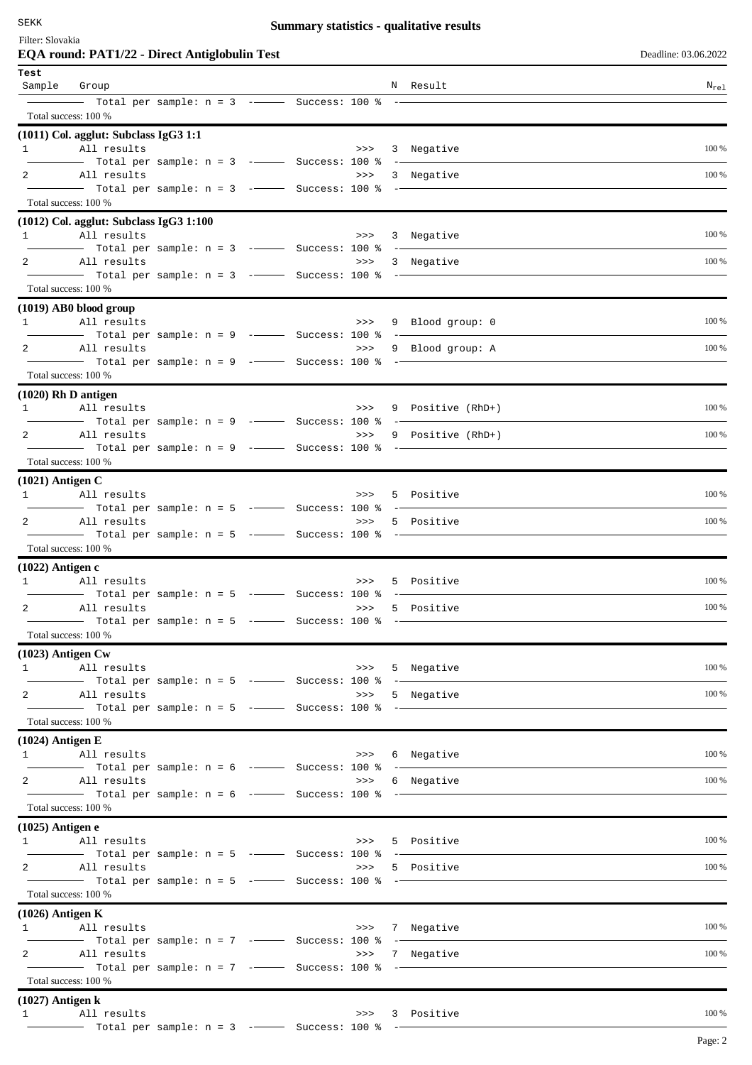**Summary statistics - qualitative results**

Filter: Slovakia

**EQA round: PAT1/22 - Direct Antiglobulin Test**

Deadline: 03.06.2022

| Test Sample | Group | | N | Result | $N_{rel}$ |
|---|---|---|---|---|---|
| | Total per sample: n = 3 | Success: 100 % | | | |

Total success: 100 %

**(1011) Col. agglut: Subclass IgG3 1:1**

| Sample | Group | | N | Result | $N_{rel}$ |
|---|---|---|---|---|---|
| 1 | All results | >>> | 3 | Negative | 100 % |
| | Total per sample: n = 3 | Success: 100 % | | | |
| 2 | All results | >>> | 3 | Negative | 100 % |
| | Total per sample: n = 3 | Success: 100 % | | | |

Total success: 100 %

**(1012) Col. agglut: Subclass IgG3 1:100**

| Sample | Group | | N | Result | $N_{rel}$ |
|---|---|---|---|---|---|
| 1 | All results | >>> | 3 | Negative | 100 % |
| | Total per sample: n = 3 | Success: 100 % | | | |
| 2 | All results | >>> | 3 | Negative | 100 % |
| | Total per sample: n = 3 | Success: 100 % | | | |

Total success: 100 %

**(1019) AB0 blood group**

| Sample | Group | | N | Result | $N_{rel}$ |
|---|---|---|---|---|---|
| 1 | All results | >>> | 9 | Blood group: 0 | 100 % |
| | Total per sample: n = 9 | Success: 100 % | | | |
| 2 | All results | >>> | 9 | Blood group: A | 100 % |
| | Total per sample: n = 9 | Success: 100 % | | | |

Total success: 100 %

**(1020) Rh D antigen**

| Sample | Group | | N | Result | $N_{rel}$ |
|---|---|---|---|---|---|
| 1 | All results | >>> | 9 | Positive (RhD+) | 100 % |
| | Total per sample: n = 9 | Success: 100 % | | | |
| 2 | All results | >>> | 9 | Positive (RhD+) | 100 % |
| | Total per sample: n = 9 | Success: 100 % | | | |

Total success: 100 %

**(1021) Antigen C**

| Sample | Group | | N | Result | $N_{rel}$ |
|---|---|---|---|---|---|
| 1 | All results | >>> | 5 | Positive | 100 % |
| | Total per sample: n = 5 | Success: 100 % | | | |
| 2 | All results | >>> | 5 | Positive | 100 % |
| | Total per sample: n = 5 | Success: 100 % | | | |

Total success: 100 %

**(1022) Antigen c**

| Sample | Group | | N | Result | $N_{rel}$ |
|---|---|---|---|---|---|
| 1 | All results | >>> | 5 | Positive | 100 % |
| | Total per sample: n = 5 | Success: 100 % | | | |
| 2 | All results | >>> | 5 | Positive | 100 % |
| | Total per sample: n = 5 | Success: 100 % | | | |

Total success: 100 %

**(1023) Antigen Cw**

| Sample | Group | | N | Result | $N_{rel}$ |
|---|---|---|---|---|---|
| 1 | All results | >>> | 5 | Negative | 100 % |
| | Total per sample: n = 5 | Success: 100 % | | | |
| 2 | All results | >>> | 5 | Negative | 100 % |
| | Total per sample: n = 5 | Success: 100 % | | | |

Total success: 100 %

**(1024) Antigen E**

| Sample | Group | | N | Result | $N_{rel}$ |
|---|---|---|---|---|---|
| 1 | All results | >>> | 6 | Negative | 100 % |
| | Total per sample: n = 6 | Success: 100 % | | | |
| 2 | All results | >>> | 6 | Negative | 100 % |
| | Total per sample: n = 6 | Success: 100 % | | | |

Total success: 100 %

**(1025) Antigen e**

| Sample | Group | | N | Result | $N_{rel}$ |
|---|---|---|---|---|---|
| 1 | All results | >>> | 5 | Positive | 100 % |
| | Total per sample: n = 5 | Success: 100 % | | | |
| 2 | All results | >>> | 5 | Positive | 100 % |
| | Total per sample: n = 5 | Success: 100 % | | | |

Total success: 100 %

**(1026) Antigen K**

| Sample | Group | | N | Result | $N_{rel}$ |
|---|---|---|---|---|---|
| 1 | All results | >>> | 7 | Negative | 100 % |
| | Total per sample: n = 7 | Success: 100 % | | | |
| 2 | All results | >>> | 7 | Negative | 100 % |
| | Total per sample: n = 7 | Success: 100 % | | | |

Total success: 100 %

**(1027) Antigen k**

| Sample | Group | | N | Result | $N_{rel}$ |
|---|---|---|---|---|---|
| 1 | All results | >>> | 3 | Positive | 100 % |
| | Total per sample: n = 3 | Success: 100 % | | | |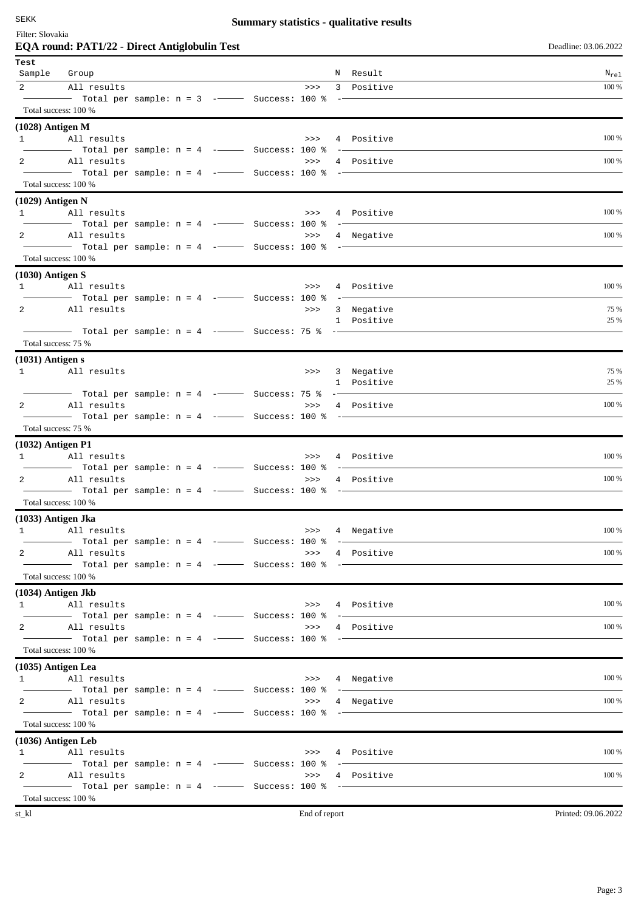**Summary statistics - qualitative results**

Filter: Slovakia

## EQA round: PAT1/22 - Direct Antiglobulin Test

Deadline: 03.06.2022

| Sample | Group | | N | Result | $N_{rel}$ |
|---|---|---|---|---|---|
| **Test** | | | | | |
| 2 | All results | >>> | 3 | Positive | 100 % |
| | Total per sample: n = 3 | Success: 100 % | | | |
| Total success: 100 % | | | | | |
| **(1028) Antigen M** | | | | | |
| 1 | All results | >>> | 4 | Positive | 100 % |
| | Total per sample: n = 4 | Success: 100 % | | | |
| 2 | All results | >>> | 4 | Positive | 100 % |
| | Total per sample: n = 4 | Success: 100 % | | | |
| Total success: 100 % | | | | | |
| **(1029) Antigen N** | | | | | |
| 1 | All results | >>> | 4 | Positive | 100 % |
| | Total per sample: n = 4 | Success: 100 % | | | |
| 2 | All results | >>> | 4 | Negative | 100 % |
| | Total per sample: n = 4 | Success: 100 % | | | |
| Total success: 100 % | | | | | |
| **(1030) Antigen S** | | | | | |
| 1 | All results | >>> | 4 | Positive | 100 % |
| | Total per sample: n = 4 | Success: 100 % | | | |
| 2 | All results | >>> | 3 | Negative | 75 % |
| | | | 1 | Positive | 25 % |
| | Total per sample: n = 4 | Success: 75 % | | | |
| Total success: 75 % | | | | | |
| **(1031) Antigen s** | | | | | |
| 1 | All results | >>> | 3 | Negative | 75 % |
| | | | 1 | Positive | 25 % |
| | Total per sample: n = 4 | Success: 75 % | | | |
| 2 | All results | >>> | 4 | Positive | 100 % |
| | Total per sample: n = 4 | Success: 100 % | | | |
| Total success: 75 % | | | | | |
| **(1032) Antigen P1** | | | | | |
| 1 | All results | >>> | 4 | Positive | 100 % |
| | Total per sample: n = 4 | Success: 100 % | | | |
| 2 | All results | >>> | 4 | Positive | 100 % |
| | Total per sample: n = 4 | Success: 100 % | | | |
| Total success: 100 % | | | | | |
| **(1033) Antigen Jka** | | | | | |
| 1 | All results | >>> | 4 | Negative | 100 % |
| | Total per sample: n = 4 | Success: 100 % | | | |
| 2 | All results | >>> | 4 | Positive | 100 % |
| | Total per sample: n = 4 | Success: 100 % | | | |
| Total success: 100 % | | | | | |
| **(1034) Antigen Jkb** | | | | | |
| 1 | All results | >>> | 4 | Positive | 100 % |
| | Total per sample: n = 4 | Success: 100 % | | | |
| 2 | All results | >>> | 4 | Positive | 100 % |
| | Total per sample: n = 4 | Success: 100 % | | | |
| Total success: 100 % | | | | | |
| **(1035) Antigen Lea** | | | | | |
| 1 | All results | >>> | 4 | Negative | 100 % |
| | Total per sample: n = 4 | Success: 100 % | | | |
| 2 | All results | >>> | 4 | Negative | 100 % |
| | Total per sample: n = 4 | Success: 100 % | | | |
| Total success: 100 % | | | | | |
| **(1036) Antigen Leb** | | | | | |
| 1 | All results | >>> | 4 | Positive | 100 % |
| | Total per sample: n = 4 | Success: 100 % | | | |
| 2 | All results | >>> | 4 | Positive | 100 % |
| | Total per sample: n = 4 | Success: 100 % | | | |
| Total success: 100 % | | | | | |

End of report

Printed: 09.06.2022